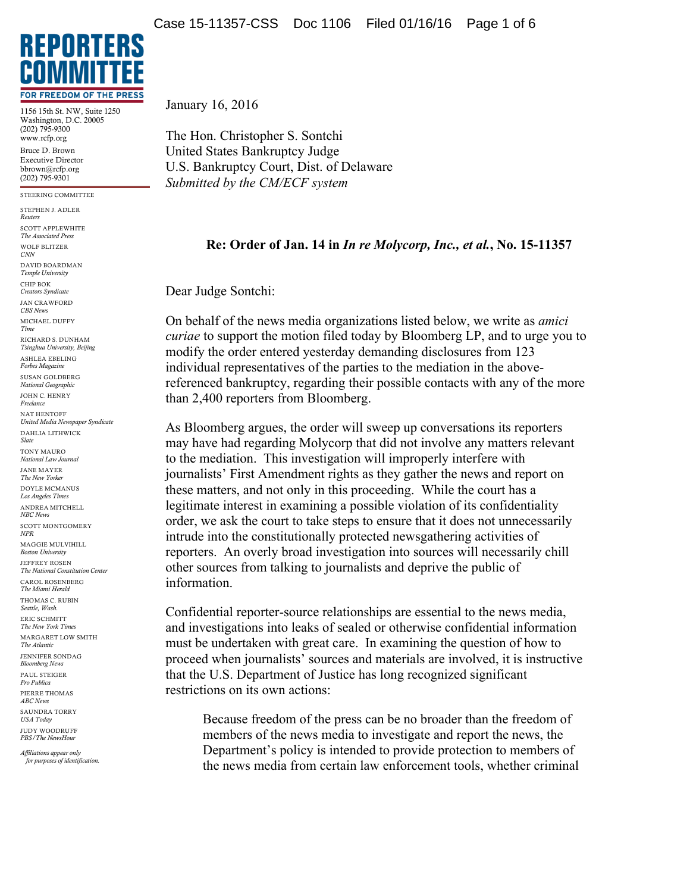**REPORTERS COMMITTEE**
**FOR FREEDOM OF THE PRESS**

1156 15th St. NW, Suite 1250
Washington, D.C. 20005
(202) 795-9300
www.rcfp.org

Bruce D. Brown
Executive Director
bbrown@rcfp.org
(202) 795-9301

STEERING COMMITTEE

STEPHEN J. ADLER
*Reuters*
SCOTT APPLEWHITE
*The Associated Press*
WOLF BLITZER
*CNN*
DAVID BOARDMAN
*Temple University*
CHIP BOK
*Creators Syndicate*
JAN CRAWFORD
*CBS News*
MICHAEL DUFFY
*Time*
RICHARD S. DUNHAM
*Tsinghua University, Beijing*
ASHLEA EBELING
*Forbes Magazine*
SUSAN GOLDBERG
*National Geographic*
JOHN C. HENRY
*Freelance*
NAT HENTOFF
*United Media Newspaper Syndicate*
DAHLIA LITHWICK
*Slate*
TONY MAURO
*National Law Journal*
JANE MAYER
*The New Yorker*
DOYLE MCMANUS
*Los Angeles Times*
ANDREA MITCHELL
*NBC News*
SCOTT MONTGOMERY
*NPR*
MAGGIE MULVIHILL
*Boston University*
JEFFREY ROSEN
*The National Constitution Center*
CAROL ROSENBERG
*The Miami Herald*
THOMAS C. RUBIN
*Seattle, Wash.*
ERIC SCHMITT
*The New York Times*
MARGARET LOW SMITH
*The Atlantic*
JENNIFER SONDAG
*Bloomberg News*
PAUL STEIGER
*Pro Publica*
PIERRE THOMAS
*ABC News*
SAUNDRA TORRY
*USA Today*
JUDY WOODRUFF
*PBS/The NewsHour*

*Affiliations appear only for purposes of identification.*

January 16, 2016

The Hon. Christopher S. Sontchi
United States Bankruptcy Judge
U.S. Bankruptcy Court, Dist. of Delaware
*Submitted by the CM/ECF system*

**Re: Order of Jan. 14 in *In re Molycorp, Inc., et al.*, No. 15-11357**

Dear Judge Sontchi:

On behalf of the news media organizations listed below, we write as *amici curiae* to support the motion filed today by Bloomberg LP, and to urge you to modify the order entered yesterday demanding disclosures from 123 individual representatives of the parties to the mediation in the above-referenced bankruptcy, regarding their possible contacts with any of the more than 2,400 reporters from Bloomberg.

As Bloomberg argues, the order will sweep up conversations its reporters may have had regarding Molycorp that did not involve any matters relevant to the mediation. This investigation will improperly interfere with journalists' First Amendment rights as they gather the news and report on these matters, and not only in this proceeding. While the court has a legitimate interest in examining a possible violation of its confidentiality order, we ask the court to take steps to ensure that it does not unnecessarily intrude into the constitutionally protected newsgathering activities of reporters. An overly broad investigation into sources will necessarily chill other sources from talking to journalists and deprive the public of information.

Confidential reporter-source relationships are essential to the news media, and investigations into leaks of sealed or otherwise confidential information must be undertaken with great care. In examining the question of how to proceed when journalists' sources and materials are involved, it is instructive that the U.S. Department of Justice has long recognized significant restrictions on its own actions:

> Because freedom of the press can be no broader than the freedom of members of the news media to investigate and report the news, the Department's policy is intended to provide protection to members of the news media from certain law enforcement tools, whether criminal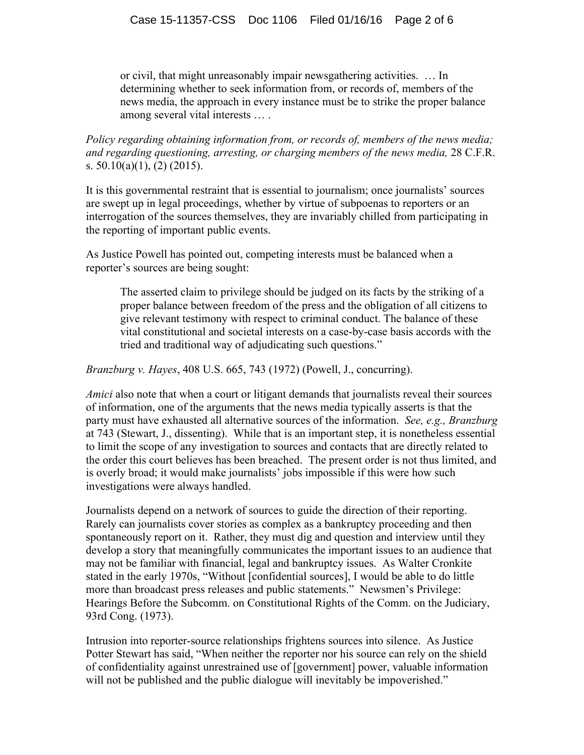> or civil, that might unreasonably impair newsgathering activities. … In determining whether to seek information from, or records of, members of the news media, the approach in every instance must be to strike the proper balance among several vital interests … .

*Policy regarding obtaining information from, or records of, members of the news media; and regarding questioning, arresting, or charging members of the news media,* 28 C.F.R. s. 50.10(a)(1), (2) (2015).

It is this governmental restraint that is essential to journalism; once journalists' sources are swept up in legal proceedings, whether by virtue of subpoenas to reporters or an interrogation of the sources themselves, they are invariably chilled from participating in the reporting of important public events.

As Justice Powell has pointed out, competing interests must be balanced when a reporter's sources are being sought:

> The asserted claim to privilege should be judged on its facts by the striking of a proper balance between freedom of the press and the obligation of all citizens to give relevant testimony with respect to criminal conduct. The balance of these vital constitutional and societal interests on a case-by-case basis accords with the tried and traditional way of adjudicating such questions."

*Branzburg v. Hayes*, 408 U.S. 665, 743 (1972) (Powell, J., concurring).

*Amici* also note that when a court or litigant demands that journalists reveal their sources of information, one of the arguments that the news media typically asserts is that the party must have exhausted all alternative sources of the information. *See, e.g., Branzburg* at 743 (Stewart, J., dissenting). While that is an important step, it is nonetheless essential to limit the scope of any investigation to sources and contacts that are directly related to the order this court believes has been breached. The present order is not thus limited, and is overly broad; it would make journalists' jobs impossible if this were how such investigations were always handled.

Journalists depend on a network of sources to guide the direction of their reporting. Rarely can journalists cover stories as complex as a bankruptcy proceeding and then spontaneously report on it. Rather, they must dig and question and interview until they develop a story that meaningfully communicates the important issues to an audience that may not be familiar with financial, legal and bankruptcy issues. As Walter Cronkite stated in the early 1970s, "Without [confidential sources], I would be able to do little more than broadcast press releases and public statements." Newsmen's Privilege: Hearings Before the Subcomm. on Constitutional Rights of the Comm. on the Judiciary, 93rd Cong. (1973).

Intrusion into reporter-source relationships frightens sources into silence. As Justice Potter Stewart has said, "When neither the reporter nor his source can rely on the shield of confidentiality against unrestrained use of [government] power, valuable information will not be published and the public dialogue will inevitably be impoverished."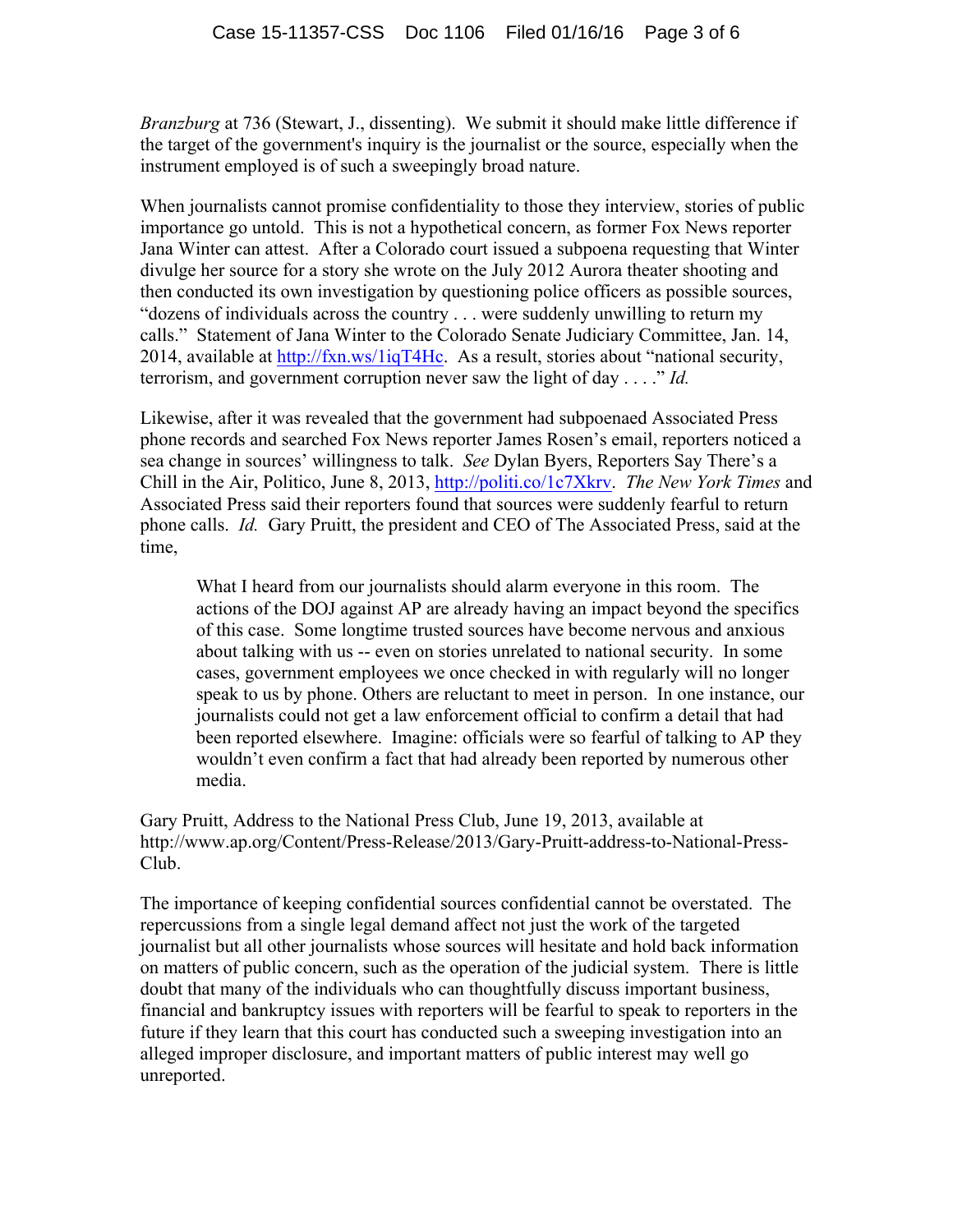*Branzburg* at 736 (Stewart, J., dissenting). We submit it should make little difference if the target of the government's inquiry is the journalist or the source, especially when the instrument employed is of such a sweepingly broad nature.

When journalists cannot promise confidentiality to those they interview, stories of public importance go untold. This is not a hypothetical concern, as former Fox News reporter Jana Winter can attest. After a Colorado court issued a subpoena requesting that Winter divulge her source for a story she wrote on the July 2012 Aurora theater shooting and then conducted its own investigation by questioning police officers as possible sources, "dozens of individuals across the country . . . were suddenly unwilling to return my calls." Statement of Jana Winter to the Colorado Senate Judiciary Committee, Jan. 14, 2014, available at http://fxn.ws/1iqT4Hc. As a result, stories about "national security, terrorism, and government corruption never saw the light of day . . . ." *Id.*

Likewise, after it was revealed that the government had subpoenaed Associated Press phone records and searched Fox News reporter James Rosen's email, reporters noticed a sea change in sources' willingness to talk. *See* Dylan Byers, Reporters Say There's a Chill in the Air, Politico, June 8, 2013, http://politi.co/1c7Xkrv. *The New York Times* and Associated Press said their reporters found that sources were suddenly fearful to return phone calls. *Id.* Gary Pruitt, the president and CEO of The Associated Press, said at the time,

> What I heard from our journalists should alarm everyone in this room. The actions of the DOJ against AP are already having an impact beyond the specifics of this case. Some longtime trusted sources have become nervous and anxious about talking with us -- even on stories unrelated to national security. In some cases, government employees we once checked in with regularly will no longer speak to us by phone. Others are reluctant to meet in person. In one instance, our journalists could not get a law enforcement official to confirm a detail that had been reported elsewhere. Imagine: officials were so fearful of talking to AP they wouldn't even confirm a fact that had already been reported by numerous other media.

Gary Pruitt, Address to the National Press Club, June 19, 2013, available at http://www.ap.org/Content/Press-Release/2013/Gary-Pruitt-address-to-National-Press-Club.

The importance of keeping confidential sources confidential cannot be overstated. The repercussions from a single legal demand affect not just the work of the targeted journalist but all other journalists whose sources will hesitate and hold back information on matters of public concern, such as the operation of the judicial system. There is little doubt that many of the individuals who can thoughtfully discuss important business, financial and bankruptcy issues with reporters will be fearful to speak to reporters in the future if they learn that this court has conducted such a sweeping investigation into an alleged improper disclosure, and important matters of public interest may well go unreported.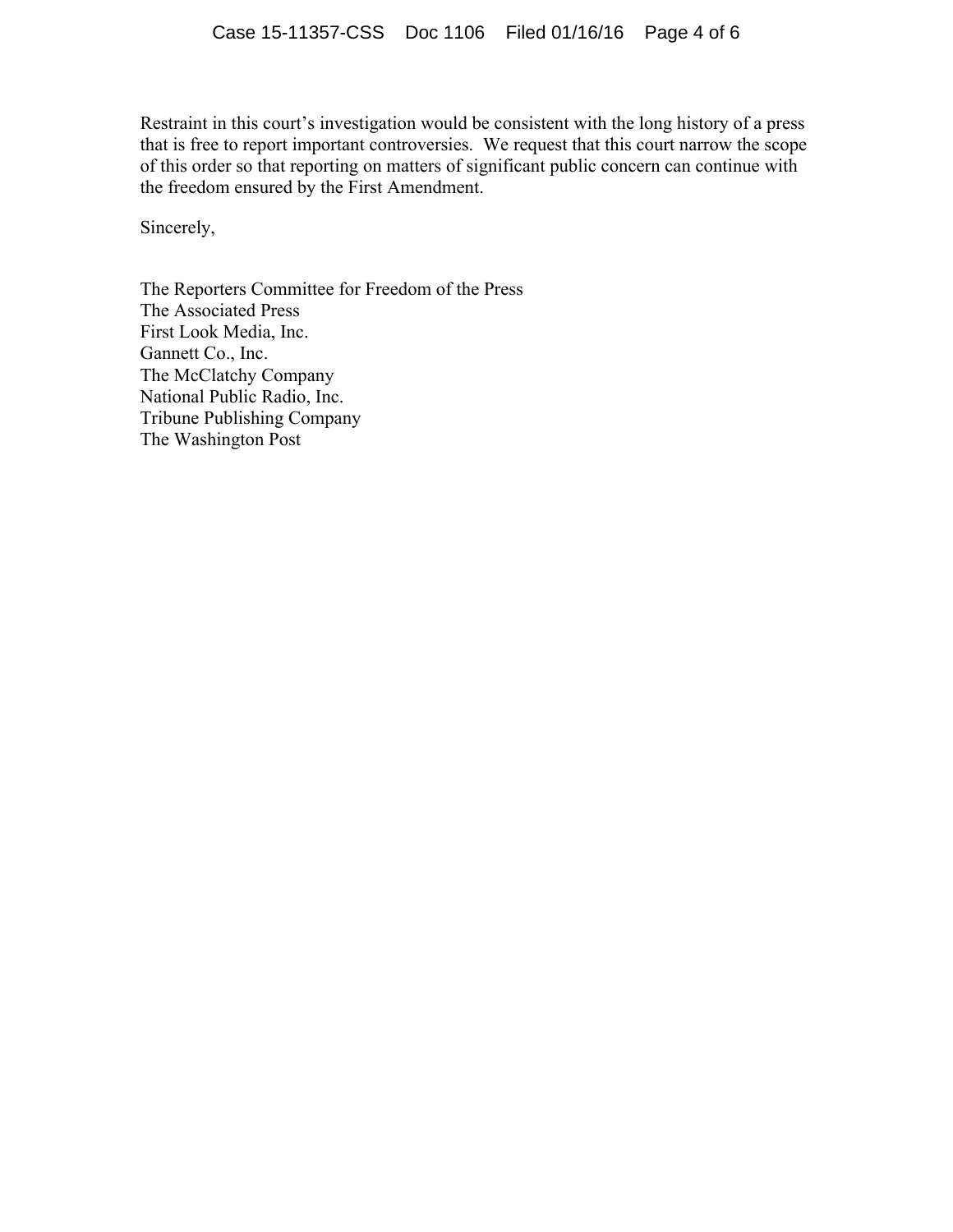Restraint in this court's investigation would be consistent with the long history of a press that is free to report important controversies. We request that this court narrow the scope of this order so that reporting on matters of significant public concern can continue with the freedom ensured by the First Amendment.

Sincerely,

The Reporters Committee for Freedom of the Press
The Associated Press
First Look Media, Inc.
Gannett Co., Inc.
The McClatchy Company
National Public Radio, Inc.
Tribune Publishing Company
The Washington Post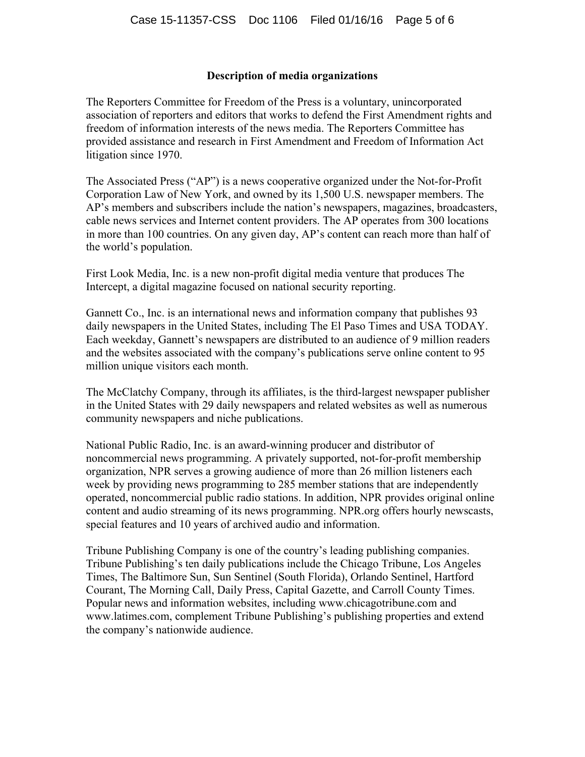**Description of media organizations**

The Reporters Committee for Freedom of the Press is a voluntary, unincorporated association of reporters and editors that works to defend the First Amendment rights and freedom of information interests of the news media. The Reporters Committee has provided assistance and research in First Amendment and Freedom of Information Act litigation since 1970.

The Associated Press ("AP") is a news cooperative organized under the Not-for-Profit Corporation Law of New York, and owned by its 1,500 U.S. newspaper members. The AP's members and subscribers include the nation's newspapers, magazines, broadcasters, cable news services and Internet content providers. The AP operates from 300 locations in more than 100 countries. On any given day, AP's content can reach more than half of the world's population.

First Look Media, Inc. is a new non-profit digital media venture that produces The Intercept, a digital magazine focused on national security reporting.

Gannett Co., Inc. is an international news and information company that publishes 93 daily newspapers in the United States, including The El Paso Times and USA TODAY. Each weekday, Gannett's newspapers are distributed to an audience of 9 million readers and the websites associated with the company's publications serve online content to 95 million unique visitors each month.

The McClatchy Company, through its affiliates, is the third-largest newspaper publisher in the United States with 29 daily newspapers and related websites as well as numerous community newspapers and niche publications.

National Public Radio, Inc. is an award-winning producer and distributor of noncommercial news programming. A privately supported, not-for-profit membership organization, NPR serves a growing audience of more than 26 million listeners each week by providing news programming to 285 member stations that are independently operated, noncommercial public radio stations. In addition, NPR provides original online content and audio streaming of its news programming. NPR.org offers hourly newscasts, special features and 10 years of archived audio and information.

Tribune Publishing Company is one of the country's leading publishing companies. Tribune Publishing's ten daily publications include the Chicago Tribune, Los Angeles Times, The Baltimore Sun, Sun Sentinel (South Florida), Orlando Sentinel, Hartford Courant, The Morning Call, Daily Press, Capital Gazette, and Carroll County Times. Popular news and information websites, including www.chicagotribune.com and www.latimes.com, complement Tribune Publishing's publishing properties and extend the company's nationwide audience.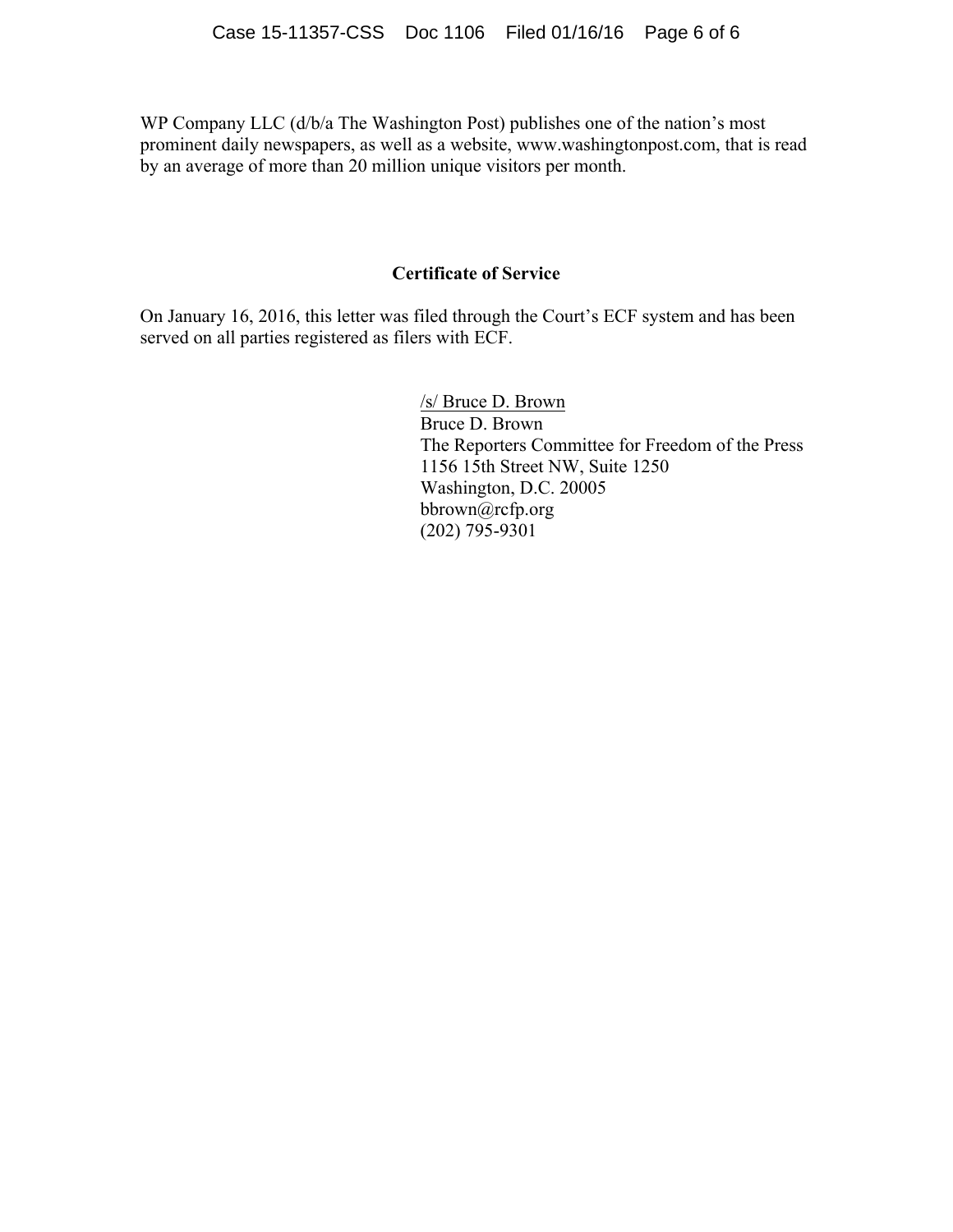WP Company LLC (d/b/a The Washington Post) publishes one of the nation's most prominent daily newspapers, as well as a website, www.washingtonpost.com, that is read by an average of more than 20 million unique visitors per month.

**Certificate of Service**

On January 16, 2016, this letter was filed through the Court's ECF system and has been served on all parties registered as filers with ECF.

/s/ Bruce D. Brown
Bruce D. Brown
The Reporters Committee for Freedom of the Press
1156 15th Street NW, Suite 1250
Washington, D.C. 20005
bbrown@rcfp.org
(202) 795-9301